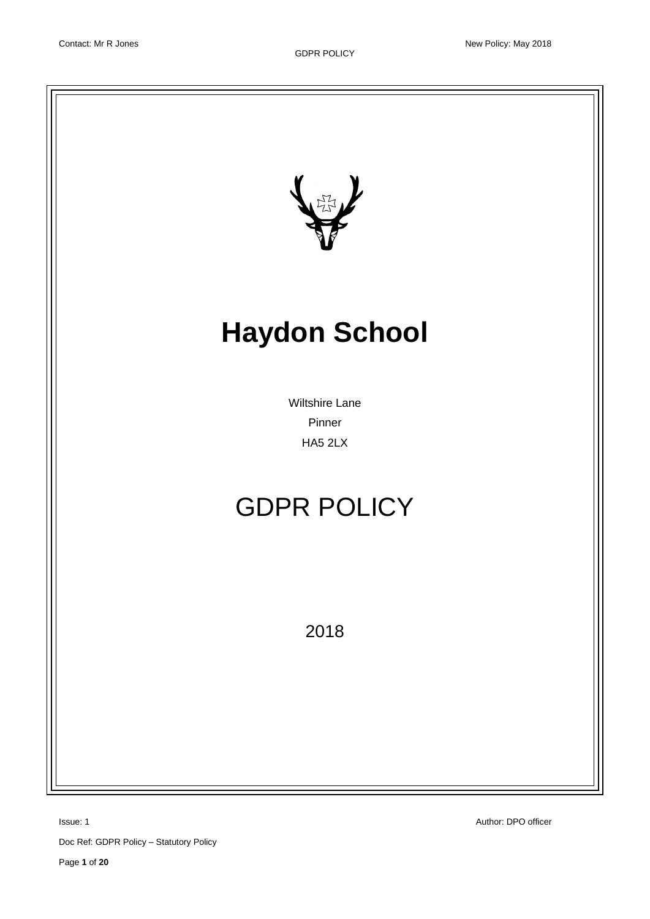# Haydon School

Wiltshire Lane

Pinner

HA5 2LX

# GDPR POLICY

2018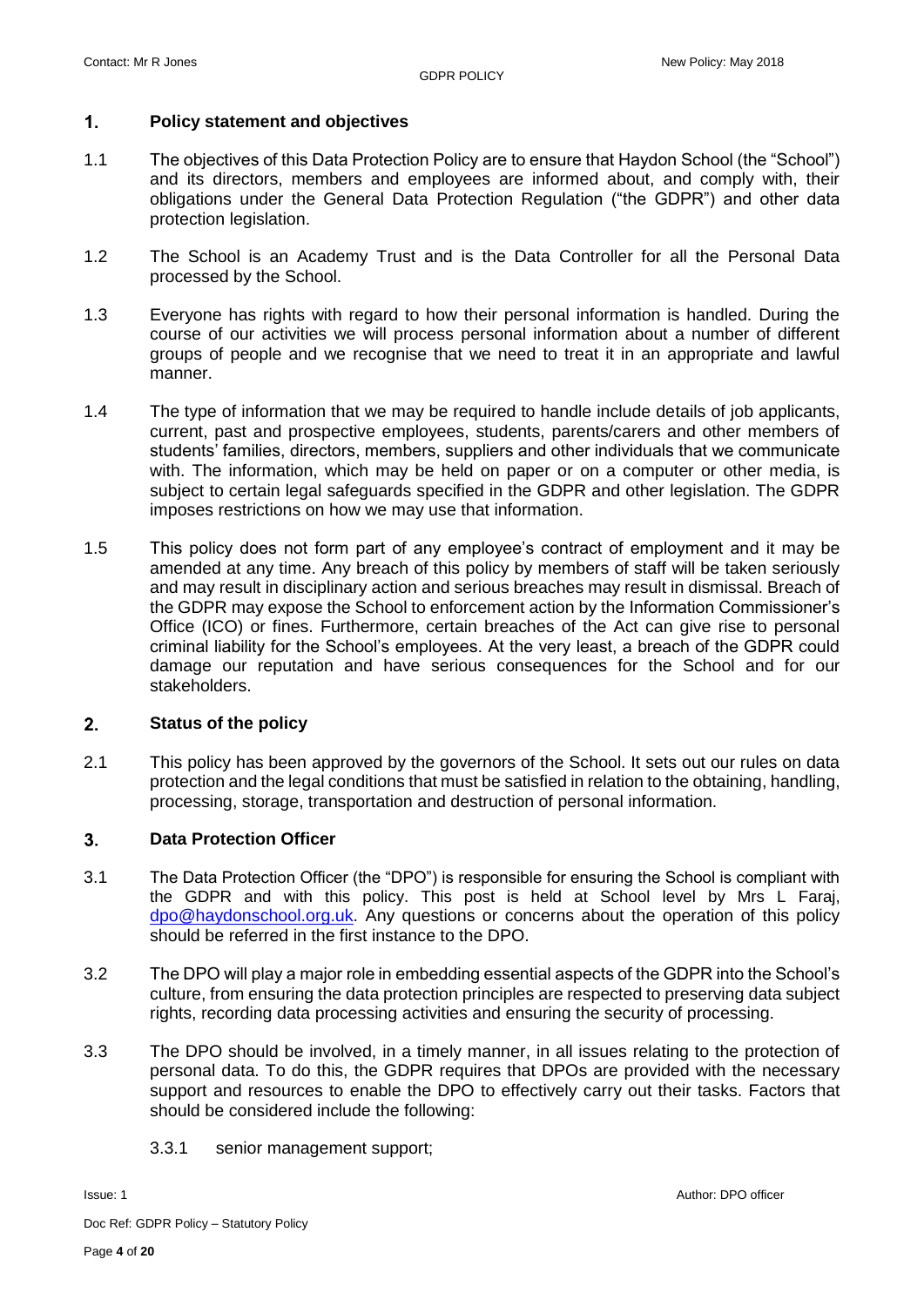## 1. Policy statement and objectives

1.1 The objectives of this Data Protection Policy are to ensure that Haydon School (the "School") and its directors, members and employees are informed about, and comply with, their obligations under the General Data Protection Regulation ("the GDPR") and other data protection legislation.

1.2 The School is an Academy Trust and is the Data Controller for all the Personal Data processed by the School.

1.3 Everyone has rights with regard to how their personal information is handled. During the course of our activities we will process personal information about a number of different groups of people and we recognise that we need to treat it in an appropriate and lawful manner.

1.4 The type of information that we may be required to handle include details of job applicants, current, past and prospective employees, students, parents/carers and other members of students' families, directors, members, suppliers and other individuals that we communicate with. The information, which may be held on paper or on a computer or other media, is subject to certain legal safeguards specified in the GDPR and other legislation. The GDPR imposes restrictions on how we may use that information.

1.5 This policy does not form part of any employee's contract of employment and it may be amended at any time. Any breach of this policy by members of staff will be taken seriously and may result in disciplinary action and serious breaches may result in dismissal. Breach of the GDPR may expose the School to enforcement action by the Information Commissioner's Office (ICO) or fines. Furthermore, certain breaches of the Act can give rise to personal criminal liability for the School's employees. At the very least, a breach of the GDPR could damage our reputation and have serious consequences for the School and for our stakeholders.

## 2. Status of the policy

2.1 This policy has been approved by the governors of the School. It sets out our rules on data protection and the legal conditions that must be satisfied in relation to the obtaining, handling, processing, storage, transportation and destruction of personal information.

## 3. Data Protection Officer

3.1 The Data Protection Officer (the "DPO") is responsible for ensuring the School is compliant with the GDPR and with this policy. This post is held at School level by Mrs L Faraj, dpo@haydonschool.org.uk. Any questions or concerns about the operation of this policy should be referred in the first instance to the DPO.

3.2 The DPO will play a major role in embedding essential aspects of the GDPR into the School's culture, from ensuring the data protection principles are respected to preserving data subject rights, recording data processing activities and ensuring the security of processing.

3.3 The DPO should be involved, in a timely manner, in all issues relating to the protection of personal data. To do this, the GDPR requires that DPOs are provided with the necessary support and resources to enable the DPO to effectively carry out their tasks. Factors that should be considered include the following:

3.3.1 senior management support;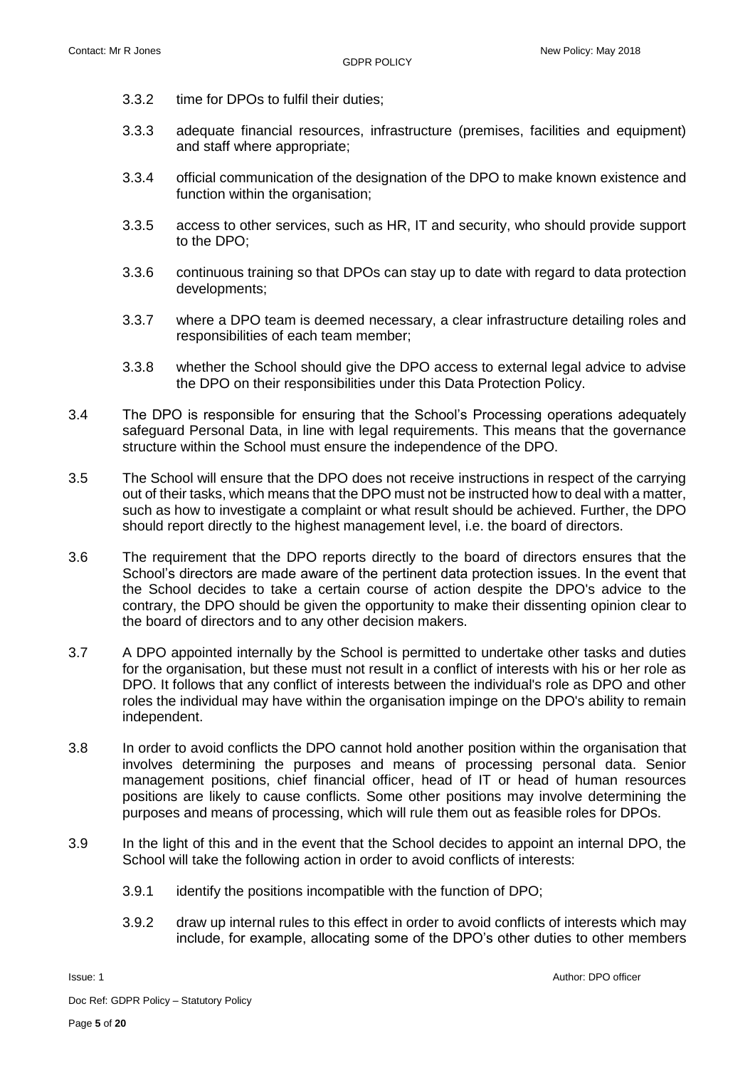3.3.2 time for DPOs to fulfil their duties;

3.3.3 adequate financial resources, infrastructure (premises, facilities and equipment) and staff where appropriate;

3.3.4 official communication of the designation of the DPO to make known existence and function within the organisation;

3.3.5 access to other services, such as HR, IT and security, who should provide support to the DPO;

3.3.6 continuous training so that DPOs can stay up to date with regard to data protection developments;

3.3.7 where a DPO team is deemed necessary, a clear infrastructure detailing roles and responsibilities of each team member;

3.3.8 whether the School should give the DPO access to external legal advice to advise the DPO on their responsibilities under this Data Protection Policy.

3.4 The DPO is responsible for ensuring that the School's Processing operations adequately safeguard Personal Data, in line with legal requirements. This means that the governance structure within the School must ensure the independence of the DPO.

3.5 The School will ensure that the DPO does not receive instructions in respect of the carrying out of their tasks, which means that the DPO must not be instructed how to deal with a matter, such as how to investigate a complaint or what result should be achieved. Further, the DPO should report directly to the highest management level, i.e. the board of directors.

3.6 The requirement that the DPO reports directly to the board of directors ensures that the School's directors are made aware of the pertinent data protection issues. In the event that the School decides to take a certain course of action despite the DPO's advice to the contrary, the DPO should be given the opportunity to make their dissenting opinion clear to the board of directors and to any other decision makers.

3.7 A DPO appointed internally by the School is permitted to undertake other tasks and duties for the organisation, but these must not result in a conflict of interests with his or her role as DPO. It follows that any conflict of interests between the individual's role as DPO and other roles the individual may have within the organisation impinge on the DPO's ability to remain independent.

3.8 In order to avoid conflicts the DPO cannot hold another position within the organisation that involves determining the purposes and means of processing personal data. Senior management positions, chief financial officer, head of IT or head of human resources positions are likely to cause conflicts. Some other positions may involve determining the purposes and means of processing, which will rule them out as feasible roles for DPOs.

3.9 In the light of this and in the event that the School decides to appoint an internal DPO, the School will take the following action in order to avoid conflicts of interests:

3.9.1 identify the positions incompatible with the function of DPO;

3.9.2 draw up internal rules to this effect in order to avoid conflicts of interests which may include, for example, allocating some of the DPO's other duties to other members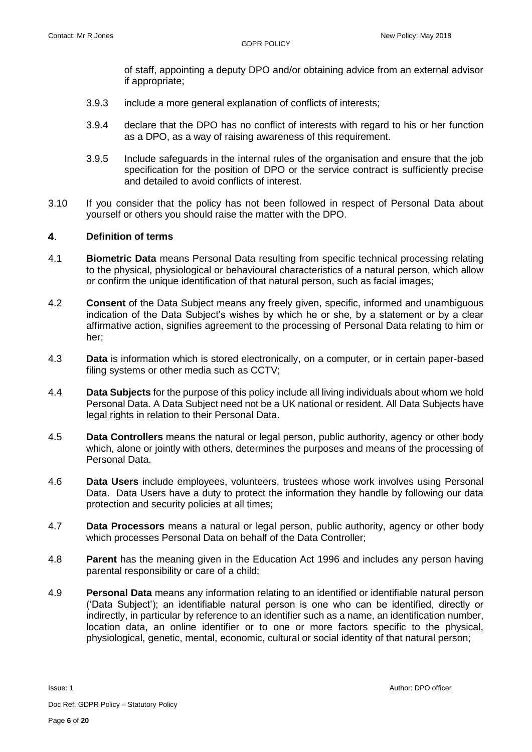of staff, appointing a deputy DPO and/or obtaining advice from an external advisor if appropriate;

3.9.3 include a more general explanation of conflicts of interests;

3.9.4 declare that the DPO has no conflict of interests with regard to his or her function as a DPO, as a way of raising awareness of this requirement.

3.9.5 Include safeguards in the internal rules of the organisation and ensure that the job specification for the position of DPO or the service contract is sufficiently precise and detailed to avoid conflicts of interest.

3.10 If you consider that the policy has not been followed in respect of Personal Data about yourself or others you should raise the matter with the DPO.

## 4. Definition of terms

4.1 **Biometric Data** means Personal Data resulting from specific technical processing relating to the physical, physiological or behavioural characteristics of a natural person, which allow or confirm the unique identification of that natural person, such as facial images;

4.2 **Consent** of the Data Subject means any freely given, specific, informed and unambiguous indication of the Data Subject's wishes by which he or she, by a statement or by a clear affirmative action, signifies agreement to the processing of Personal Data relating to him or her;

4.3 **Data** is information which is stored electronically, on a computer, or in certain paper-based filing systems or other media such as CCTV;

4.4 **Data Subjects** for the purpose of this policy include all living individuals about whom we hold Personal Data. A Data Subject need not be a UK national or resident. All Data Subjects have legal rights in relation to their Personal Data.

4.5 **Data Controllers** means the natural or legal person, public authority, agency or other body which, alone or jointly with others, determines the purposes and means of the processing of Personal Data.

4.6 **Data Users** include employees, volunteers, trustees whose work involves using Personal Data. Data Users have a duty to protect the information they handle by following our data protection and security policies at all times;

4.7 **Data Processors** means a natural or legal person, public authority, agency or other body which processes Personal Data on behalf of the Data Controller;

4.8 **Parent** has the meaning given in the Education Act 1996 and includes any person having parental responsibility or care of a child;

4.9 **Personal Data** means any information relating to an identified or identifiable natural person ('Data Subject'); an identifiable natural person is one who can be identified, directly or indirectly, in particular by reference to an identifier such as a name, an identification number, location data, an online identifier or to one or more factors specific to the physical, physiological, genetic, mental, economic, cultural or social identity of that natural person;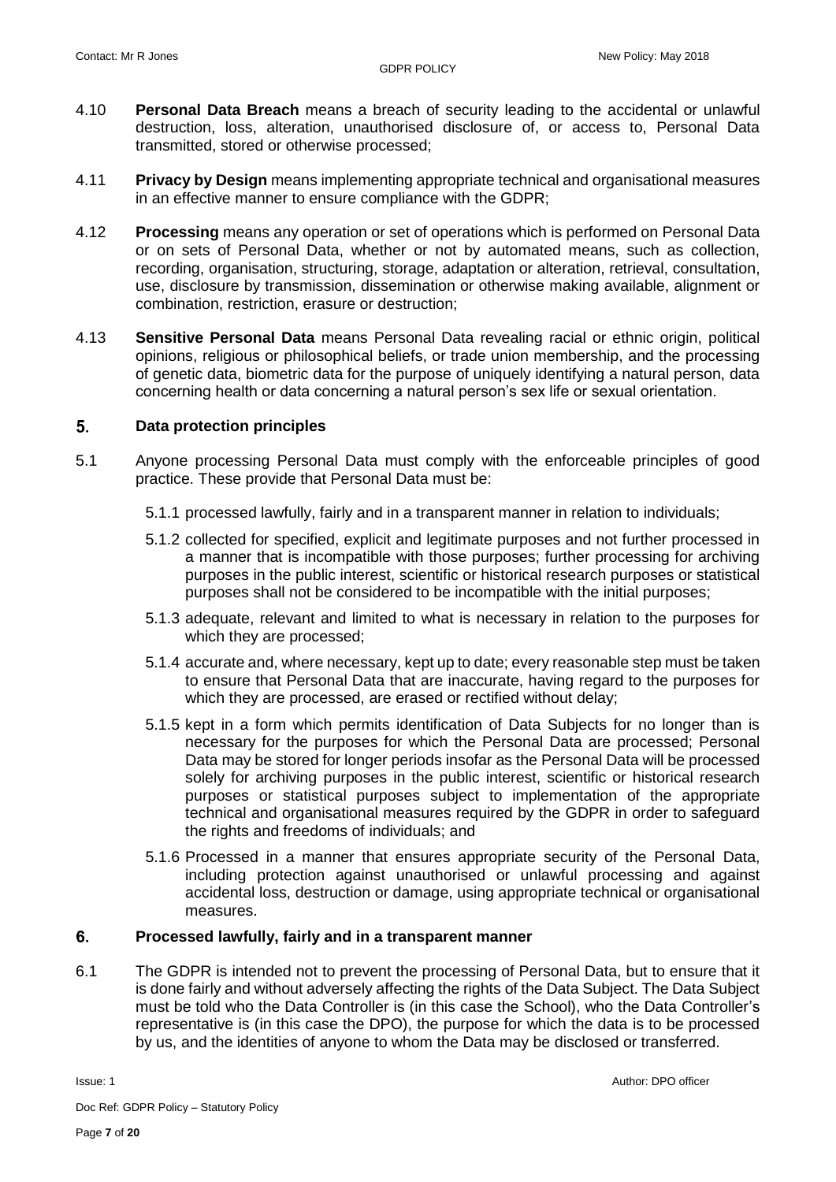4.10 **Personal Data Breach** means a breach of security leading to the accidental or unlawful destruction, loss, alteration, unauthorised disclosure of, or access to, Personal Data transmitted, stored or otherwise processed;

4.11 **Privacy by Design** means implementing appropriate technical and organisational measures in an effective manner to ensure compliance with the GDPR;

4.12 **Processing** means any operation or set of operations which is performed on Personal Data or on sets of Personal Data, whether or not by automated means, such as collection, recording, organisation, structuring, storage, adaptation or alteration, retrieval, consultation, use, disclosure by transmission, dissemination or otherwise making available, alignment or combination, restriction, erasure or destruction;

4.13 **Sensitive Personal Data** means Personal Data revealing racial or ethnic origin, political opinions, religious or philosophical beliefs, or trade union membership, and the processing of genetic data, biometric data for the purpose of uniquely identifying a natural person, data concerning health or data concerning a natural person's sex life or sexual orientation.

## 5. Data protection principles

5.1 Anyone processing Personal Data must comply with the enforceable principles of good practice. These provide that Personal Data must be:

5.1.1 processed lawfully, fairly and in a transparent manner in relation to individuals;

5.1.2 collected for specified, explicit and legitimate purposes and not further processed in a manner that is incompatible with those purposes; further processing for archiving purposes in the public interest, scientific or historical research purposes or statistical purposes shall not be considered to be incompatible with the initial purposes;

5.1.3 adequate, relevant and limited to what is necessary in relation to the purposes for which they are processed;

5.1.4 accurate and, where necessary, kept up to date; every reasonable step must be taken to ensure that Personal Data that are inaccurate, having regard to the purposes for which they are processed, are erased or rectified without delay;

5.1.5 kept in a form which permits identification of Data Subjects for no longer than is necessary for the purposes for which the Personal Data are processed; Personal Data may be stored for longer periods insofar as the Personal Data will be processed solely for archiving purposes in the public interest, scientific or historical research purposes or statistical purposes subject to implementation of the appropriate technical and organisational measures required by the GDPR in order to safeguard the rights and freedoms of individuals; and

5.1.6 Processed in a manner that ensures appropriate security of the Personal Data, including protection against unauthorised or unlawful processing and against accidental loss, destruction or damage, using appropriate technical or organisational measures.

## 6. Processed lawfully, fairly and in a transparent manner

6.1 The GDPR is intended not to prevent the processing of Personal Data, but to ensure that it is done fairly and without adversely affecting the rights of the Data Subject. The Data Subject must be told who the Data Controller is (in this case the School), who the Data Controller's representative is (in this case the DPO), the purpose for which the data is to be processed by us, and the identities of anyone to whom the Data may be disclosed or transferred.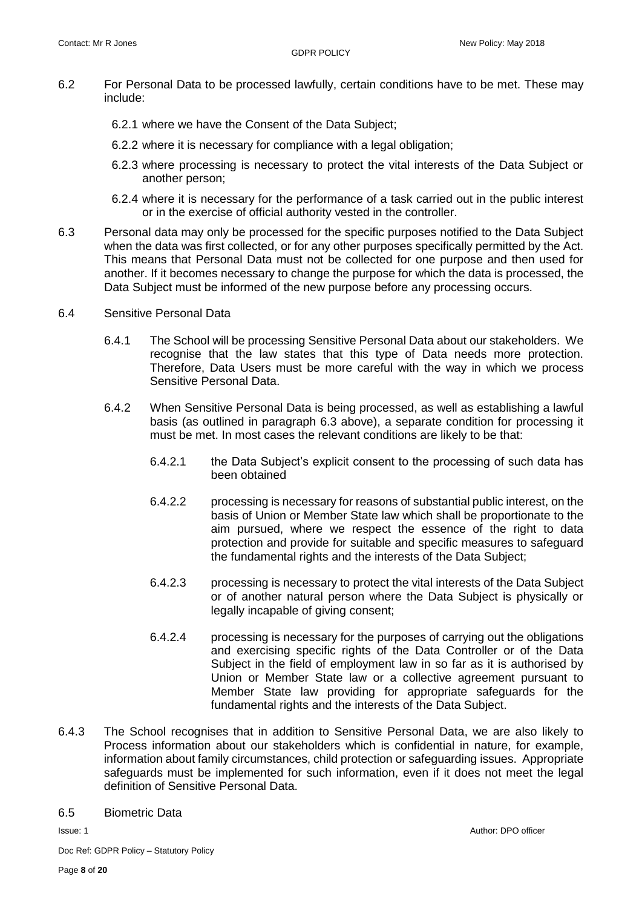6.2 For Personal Data to be processed lawfully, certain conditions have to be met. These may include:

6.2.1 where we have the Consent of the Data Subject;

6.2.2 where it is necessary for compliance with a legal obligation;

6.2.3 where processing is necessary to protect the vital interests of the Data Subject or another person;

6.2.4 where it is necessary for the performance of a task carried out in the public interest or in the exercise of official authority vested in the controller.

6.3 Personal data may only be processed for the specific purposes notified to the Data Subject when the data was first collected, or for any other purposes specifically permitted by the Act. This means that Personal Data must not be collected for one purpose and then used for another. If it becomes necessary to change the purpose for which the data is processed, the Data Subject must be informed of the new purpose before any processing occurs.

6.4 Sensitive Personal Data

6.4.1 The School will be processing Sensitive Personal Data about our stakeholders. We recognise that the law states that this type of Data needs more protection. Therefore, Data Users must be more careful with the way in which we process Sensitive Personal Data.

6.4.2 When Sensitive Personal Data is being processed, as well as establishing a lawful basis (as outlined in paragraph 6.3 above), a separate condition for processing it must be met. In most cases the relevant conditions are likely to be that:

6.4.2.1 the Data Subject's explicit consent to the processing of such data has been obtained

6.4.2.2 processing is necessary for reasons of substantial public interest, on the basis of Union or Member State law which shall be proportionate to the aim pursued, where we respect the essence of the right to data protection and provide for suitable and specific measures to safeguard the fundamental rights and the interests of the Data Subject;

6.4.2.3 processing is necessary to protect the vital interests of the Data Subject or of another natural person where the Data Subject is physically or legally incapable of giving consent;

6.4.2.4 processing is necessary for the purposes of carrying out the obligations and exercising specific rights of the Data Controller or of the Data Subject in the field of employment law in so far as it is authorised by Union or Member State law or a collective agreement pursuant to Member State law providing for appropriate safeguards for the fundamental rights and the interests of the Data Subject.

6.4.3 The School recognises that in addition to Sensitive Personal Data, we are also likely to Process information about our stakeholders which is confidential in nature, for example, information about family circumstances, child protection or safeguarding issues. Appropriate safeguards must be implemented for such information, even if it does not meet the legal definition of Sensitive Personal Data.

6.5 Biometric Data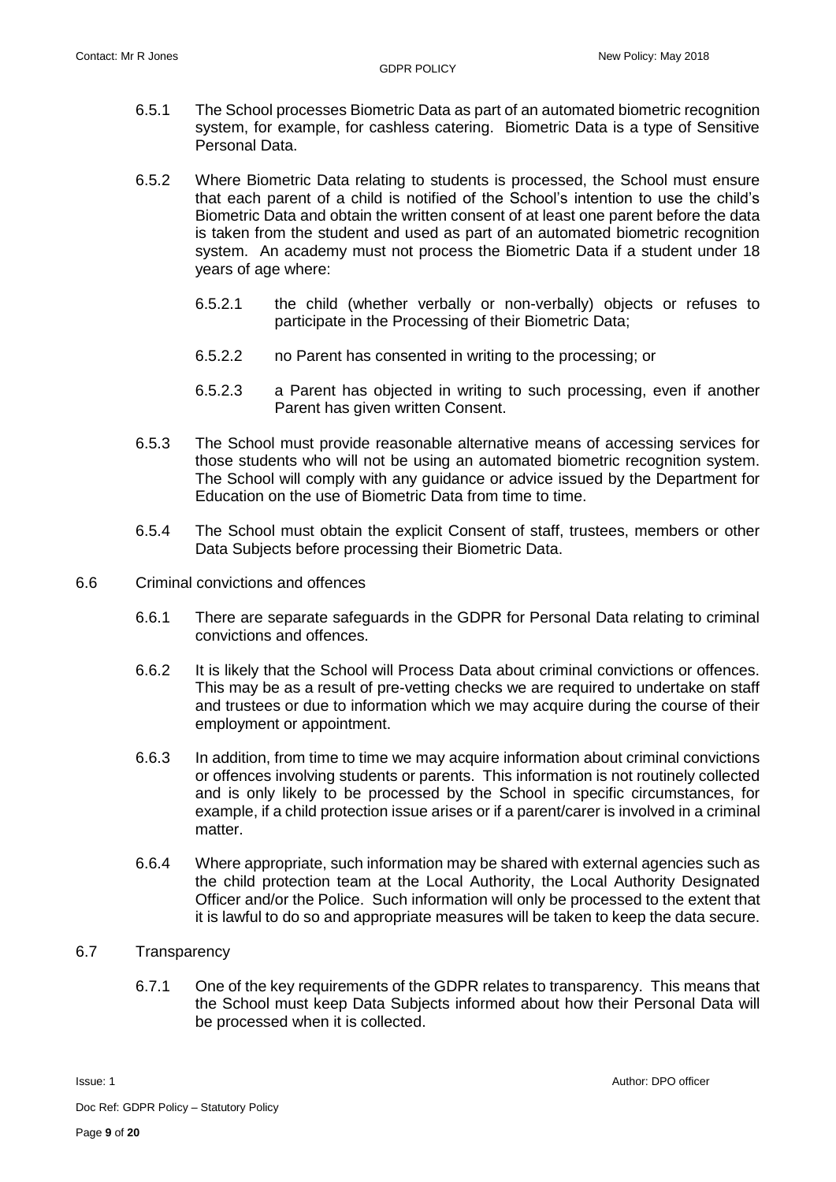6.5.1 The School processes Biometric Data as part of an automated biometric recognition system, for example, for cashless catering. Biometric Data is a type of Sensitive Personal Data.

6.5.2 Where Biometric Data relating to students is processed, the School must ensure that each parent of a child is notified of the School's intention to use the child's Biometric Data and obtain the written consent of at least one parent before the data is taken from the student and used as part of an automated biometric recognition system. An academy must not process the Biometric Data if a student under 18 years of age where:

6.5.2.1 the child (whether verbally or non-verbally) objects or refuses to participate in the Processing of their Biometric Data;

6.5.2.2 no Parent has consented in writing to the processing; or

6.5.2.3 a Parent has objected in writing to such processing, even if another Parent has given written Consent.

6.5.3 The School must provide reasonable alternative means of accessing services for those students who will not be using an automated biometric recognition system. The School will comply with any guidance or advice issued by the Department for Education on the use of Biometric Data from time to time.

6.5.4 The School must obtain the explicit Consent of staff, trustees, members or other Data Subjects before processing their Biometric Data.

6.6 Criminal convictions and offences

6.6.1 There are separate safeguards in the GDPR for Personal Data relating to criminal convictions and offences.

6.6.2 It is likely that the School will Process Data about criminal convictions or offences. This may be as a result of pre-vetting checks we are required to undertake on staff and trustees or due to information which we may acquire during the course of their employment or appointment.

6.6.3 In addition, from time to time we may acquire information about criminal convictions or offences involving students or parents. This information is not routinely collected and is only likely to be processed by the School in specific circumstances, for example, if a child protection issue arises or if a parent/carer is involved in a criminal matter.

6.6.4 Where appropriate, such information may be shared with external agencies such as the child protection team at the Local Authority, the Local Authority Designated Officer and/or the Police. Such information will only be processed to the extent that it is lawful to do so and appropriate measures will be taken to keep the data secure.

6.7 Transparency

6.7.1 One of the key requirements of the GDPR relates to transparency. This means that the School must keep Data Subjects informed about how their Personal Data will be processed when it is collected.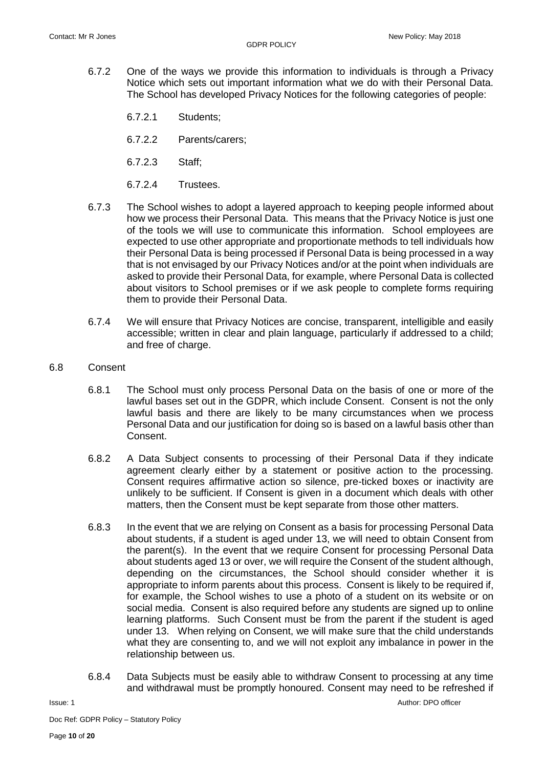6.7.2 One of the ways we provide this information to individuals is through a Privacy Notice which sets out important information what we do with their Personal Data. The School has developed Privacy Notices for the following categories of people:

6.7.2.1 Students;

6.7.2.2 Parents/carers;

6.7.2.3 Staff;

6.7.2.4 Trustees.

6.7.3 The School wishes to adopt a layered approach to keeping people informed about how we process their Personal Data. This means that the Privacy Notice is just one of the tools we will use to communicate this information. School employees are expected to use other appropriate and proportionate methods to tell individuals how their Personal Data is being processed if Personal Data is being processed in a way that is not envisaged by our Privacy Notices and/or at the point when individuals are asked to provide their Personal Data, for example, where Personal Data is collected about visitors to School premises or if we ask people to complete forms requiring them to provide their Personal Data.

6.7.4 We will ensure that Privacy Notices are concise, transparent, intelligible and easily accessible; written in clear and plain language, particularly if addressed to a child; and free of charge.

6.8 Consent

6.8.1 The School must only process Personal Data on the basis of one or more of the lawful bases set out in the GDPR, which include Consent. Consent is not the only lawful basis and there are likely to be many circumstances when we process Personal Data and our justification for doing so is based on a lawful basis other than Consent.

6.8.2 A Data Subject consents to processing of their Personal Data if they indicate agreement clearly either by a statement or positive action to the processing. Consent requires affirmative action so silence, pre-ticked boxes or inactivity are unlikely to be sufficient. If Consent is given in a document which deals with other matters, then the Consent must be kept separate from those other matters.

6.8.3 In the event that we are relying on Consent as a basis for processing Personal Data about students, if a student is aged under 13, we will need to obtain Consent from the parent(s). In the event that we require Consent for processing Personal Data about students aged 13 or over, we will require the Consent of the student although, depending on the circumstances, the School should consider whether it is appropriate to inform parents about this process. Consent is likely to be required if, for example, the School wishes to use a photo of a student on its website or on social media. Consent is also required before any students are signed up to online learning platforms. Such Consent must be from the parent if the student is aged under 13. When relying on Consent, we will make sure that the child understands what they are consenting to, and we will not exploit any imbalance in power in the relationship between us.

6.8.4 Data Subjects must be easily able to withdraw Consent to processing at any time and withdrawal must be promptly honoured. Consent may need to be refreshed if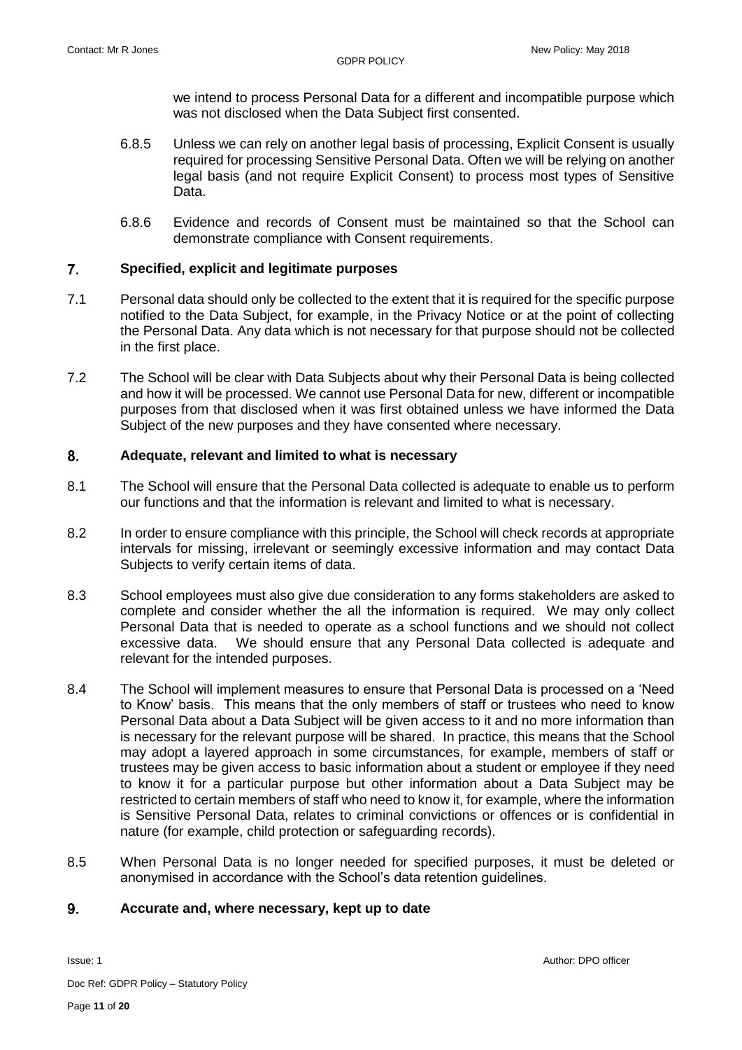we intend to process Personal Data for a different and incompatible purpose which was not disclosed when the Data Subject first consented.

6.8.5 Unless we can rely on another legal basis of processing, Explicit Consent is usually required for processing Sensitive Personal Data. Often we will be relying on another legal basis (and not require Explicit Consent) to process most types of Sensitive Data.

6.8.6 Evidence and records of Consent must be maintained so that the School can demonstrate compliance with Consent requirements.

## 7. Specified, explicit and legitimate purposes

7.1 Personal data should only be collected to the extent that it is required for the specific purpose notified to the Data Subject, for example, in the Privacy Notice or at the point of collecting the Personal Data. Any data which is not necessary for that purpose should not be collected in the first place.

7.2 The School will be clear with Data Subjects about why their Personal Data is being collected and how it will be processed. We cannot use Personal Data for new, different or incompatible purposes from that disclosed when it was first obtained unless we have informed the Data Subject of the new purposes and they have consented where necessary.

## 8. Adequate, relevant and limited to what is necessary

8.1 The School will ensure that the Personal Data collected is adequate to enable us to perform our functions and that the information is relevant and limited to what is necessary.

8.2 In order to ensure compliance with this principle, the School will check records at appropriate intervals for missing, irrelevant or seemingly excessive information and may contact Data Subjects to verify certain items of data.

8.3 School employees must also give due consideration to any forms stakeholders are asked to complete and consider whether the all the information is required. We may only collect Personal Data that is needed to operate as a school functions and we should not collect excessive data. We should ensure that any Personal Data collected is adequate and relevant for the intended purposes.

8.4 The School will implement measures to ensure that Personal Data is processed on a 'Need to Know' basis. This means that the only members of staff or trustees who need to know Personal Data about a Data Subject will be given access to it and no more information than is necessary for the relevant purpose will be shared. In practice, this means that the School may adopt a layered approach in some circumstances, for example, members of staff or trustees may be given access to basic information about a student or employee if they need to know it for a particular purpose but other information about a Data Subject may be restricted to certain members of staff who need to know it, for example, where the information is Sensitive Personal Data, relates to criminal convictions or offences or is confidential in nature (for example, child protection or safeguarding records).

8.5 When Personal Data is no longer needed for specified purposes, it must be deleted or anonymised in accordance with the School's data retention guidelines.

## 9. Accurate and, where necessary, kept up to date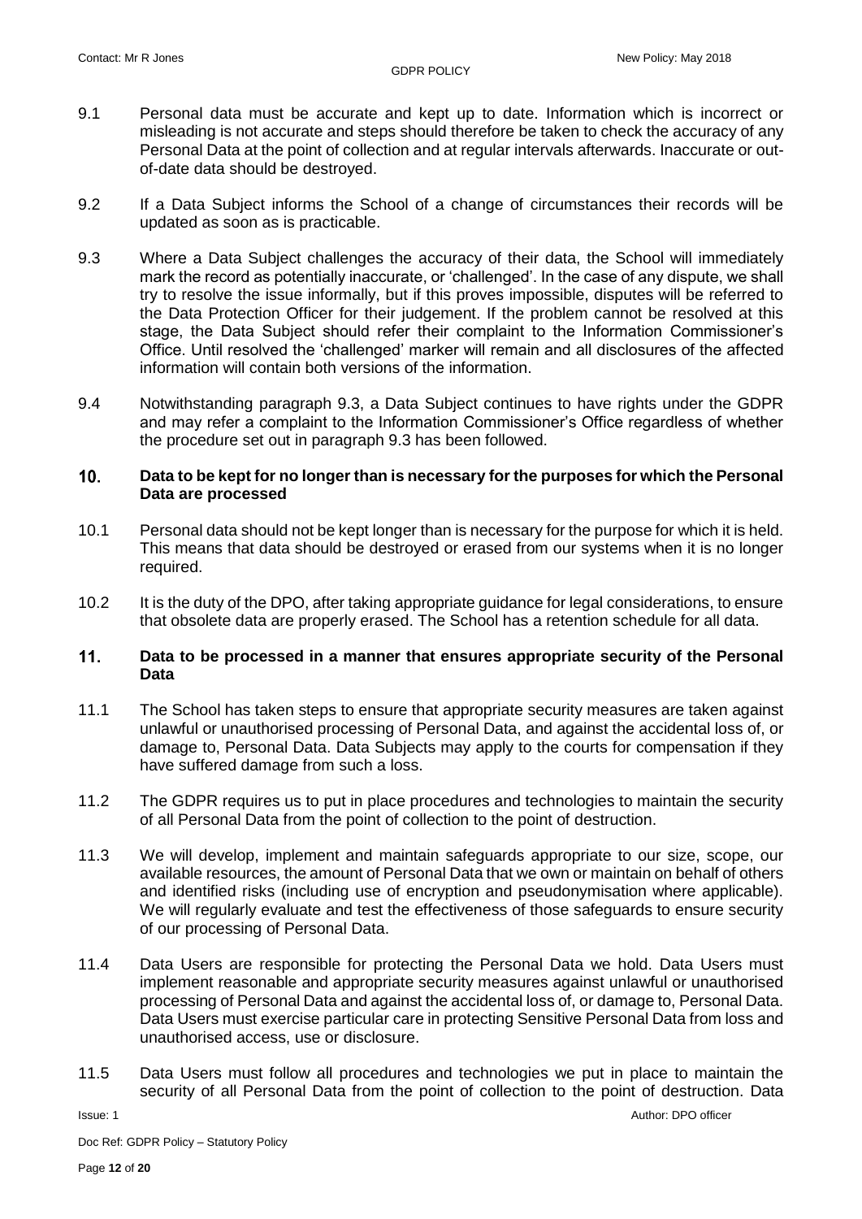9.1 Personal data must be accurate and kept up to date. Information which is incorrect or misleading is not accurate and steps should therefore be taken to check the accuracy of any Personal Data at the point of collection and at regular intervals afterwards. Inaccurate or out-of-date data should be destroyed.

9.2 If a Data Subject informs the School of a change of circumstances their records will be updated as soon as is practicable.

9.3 Where a Data Subject challenges the accuracy of their data, the School will immediately mark the record as potentially inaccurate, or 'challenged'. In the case of any dispute, we shall try to resolve the issue informally, but if this proves impossible, disputes will be referred to the Data Protection Officer for their judgement. If the problem cannot be resolved at this stage, the Data Subject should refer their complaint to the Information Commissioner's Office. Until resolved the 'challenged' marker will remain and all disclosures of the affected information will contain both versions of the information.

9.4 Notwithstanding paragraph 9.3, a Data Subject continues to have rights under the GDPR and may refer a complaint to the Information Commissioner's Office regardless of whether the procedure set out in paragraph 9.3 has been followed.

## 10. Data to be kept for no longer than is necessary for the purposes for which the Personal Data are processed

10.1 Personal data should not be kept longer than is necessary for the purpose for which it is held. This means that data should be destroyed or erased from our systems when it is no longer required.

10.2 It is the duty of the DPO, after taking appropriate guidance for legal considerations, to ensure that obsolete data are properly erased. The School has a retention schedule for all data.

## 11. Data to be processed in a manner that ensures appropriate security of the Personal Data

11.1 The School has taken steps to ensure that appropriate security measures are taken against unlawful or unauthorised processing of Personal Data, and against the accidental loss of, or damage to, Personal Data. Data Subjects may apply to the courts for compensation if they have suffered damage from such a loss.

11.2 The GDPR requires us to put in place procedures and technologies to maintain the security of all Personal Data from the point of collection to the point of destruction.

11.3 We will develop, implement and maintain safeguards appropriate to our size, scope, our available resources, the amount of Personal Data that we own or maintain on behalf of others and identified risks (including use of encryption and pseudonymisation where applicable). We will regularly evaluate and test the effectiveness of those safeguards to ensure security of our processing of Personal Data.

11.4 Data Users are responsible for protecting the Personal Data we hold. Data Users must implement reasonable and appropriate security measures against unlawful or unauthorised processing of Personal Data and against the accidental loss of, or damage to, Personal Data. Data Users must exercise particular care in protecting Sensitive Personal Data from loss and unauthorised access, use or disclosure.

11.5 Data Users must follow all procedures and technologies we put in place to maintain the security of all Personal Data from the point of collection to the point of destruction. Data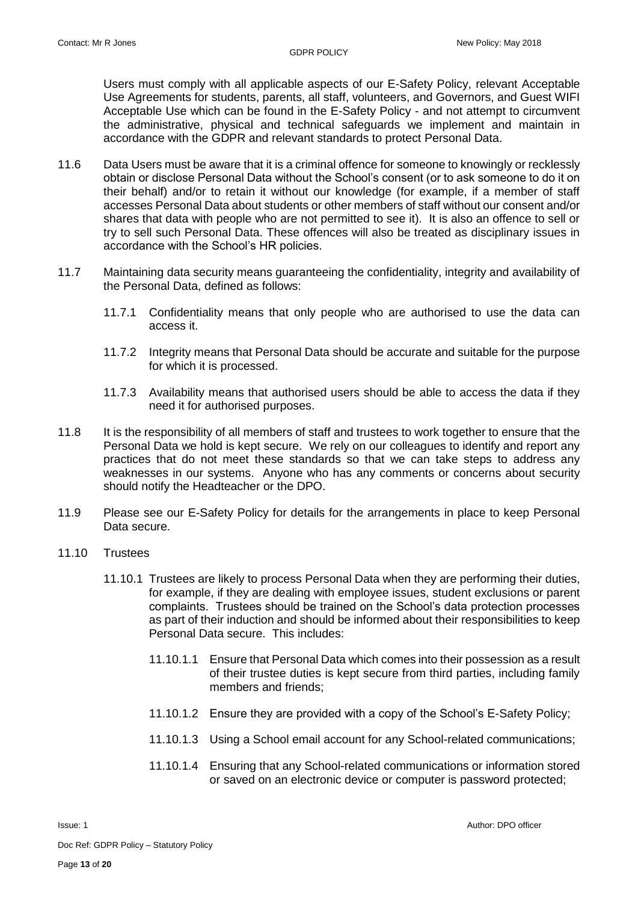Users must comply with all applicable aspects of our E-Safety Policy, relevant Acceptable Use Agreements for students, parents, all staff, volunteers, and Governors, and Guest WIFI Acceptable Use which can be found in the E-Safety Policy - and not attempt to circumvent the administrative, physical and technical safeguards we implement and maintain in accordance with the GDPR and relevant standards to protect Personal Data.

11.6 Data Users must be aware that it is a criminal offence for someone to knowingly or recklessly obtain or disclose Personal Data without the School's consent (or to ask someone to do it on their behalf) and/or to retain it without our knowledge (for example, if a member of staff accesses Personal Data about students or other members of staff without our consent and/or shares that data with people who are not permitted to see it). It is also an offence to sell or try to sell such Personal Data. These offences will also be treated as disciplinary issues in accordance with the School's HR policies.

11.7 Maintaining data security means guaranteeing the confidentiality, integrity and availability of the Personal Data, defined as follows:

11.7.1 Confidentiality means that only people who are authorised to use the data can access it.

11.7.2 Integrity means that Personal Data should be accurate and suitable for the purpose for which it is processed.

11.7.3 Availability means that authorised users should be able to access the data if they need it for authorised purposes.

11.8 It is the responsibility of all members of staff and trustees to work together to ensure that the Personal Data we hold is kept secure. We rely on our colleagues to identify and report any practices that do not meet these standards so that we can take steps to address any weaknesses in our systems. Anyone who has any comments or concerns about security should notify the Headteacher or the DPO.

11.9 Please see our E-Safety Policy for details for the arrangements in place to keep Personal Data secure.

11.10 Trustees

11.10.1 Trustees are likely to process Personal Data when they are performing their duties, for example, if they are dealing with employee issues, student exclusions or parent complaints. Trustees should be trained on the School's data protection processes as part of their induction and should be informed about their responsibilities to keep Personal Data secure. This includes:

11.10.1.1 Ensure that Personal Data which comes into their possession as a result of their trustee duties is kept secure from third parties, including family members and friends;

11.10.1.2 Ensure they are provided with a copy of the School's E-Safety Policy;

11.10.1.3 Using a School email account for any School-related communications;

11.10.1.4 Ensuring that any School-related communications or information stored or saved on an electronic device or computer is password protected;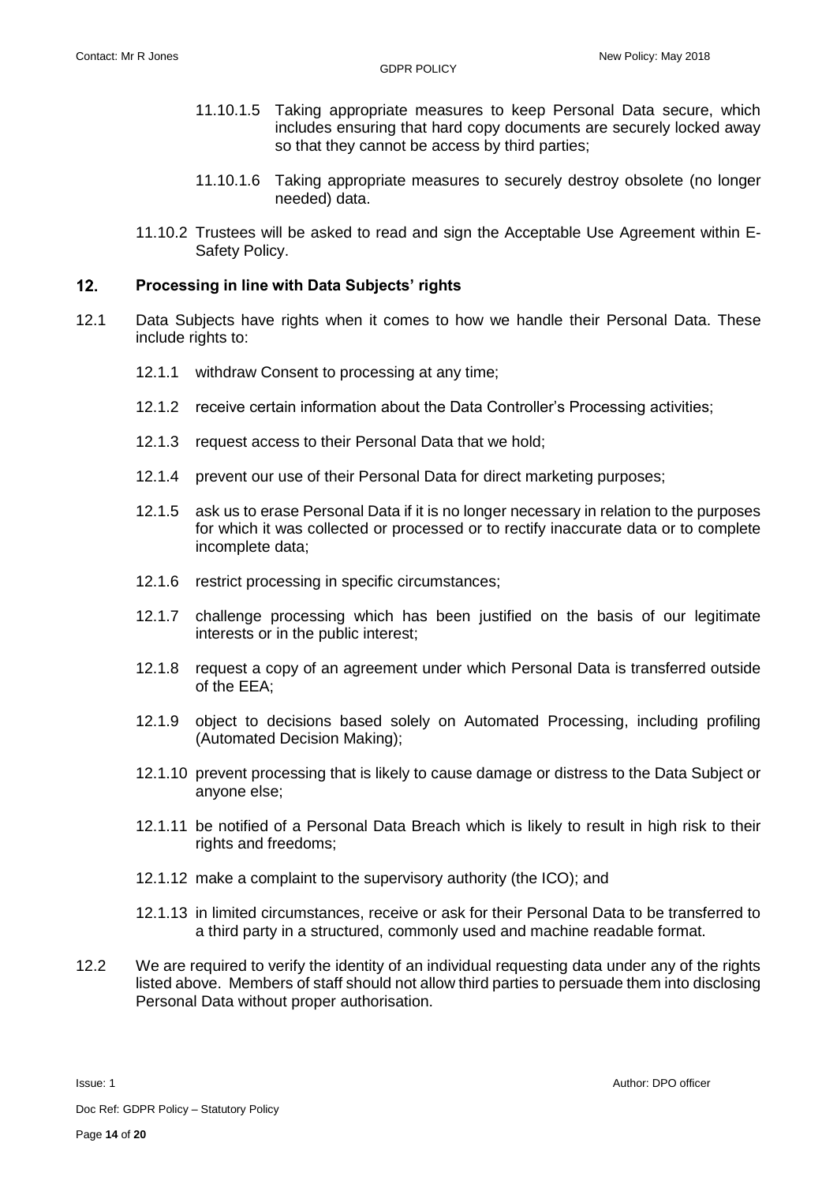11.10.1.5 Taking appropriate measures to keep Personal Data secure, which includes ensuring that hard copy documents are securely locked away so that they cannot be access by third parties;

11.10.1.6 Taking appropriate measures to securely destroy obsolete (no longer needed) data.

11.10.2 Trustees will be asked to read and sign the Acceptable Use Agreement within E-Safety Policy.

## 12. Processing in line with Data Subjects' rights

12.1 Data Subjects have rights when it comes to how we handle their Personal Data. These include rights to:

12.1.1 withdraw Consent to processing at any time;

12.1.2 receive certain information about the Data Controller's Processing activities;

12.1.3 request access to their Personal Data that we hold;

12.1.4 prevent our use of their Personal Data for direct marketing purposes;

12.1.5 ask us to erase Personal Data if it is no longer necessary in relation to the purposes for which it was collected or processed or to rectify inaccurate data or to complete incomplete data;

12.1.6 restrict processing in specific circumstances;

12.1.7 challenge processing which has been justified on the basis of our legitimate interests or in the public interest;

12.1.8 request a copy of an agreement under which Personal Data is transferred outside of the EEA;

12.1.9 object to decisions based solely on Automated Processing, including profiling (Automated Decision Making);

12.1.10 prevent processing that is likely to cause damage or distress to the Data Subject or anyone else;

12.1.11 be notified of a Personal Data Breach which is likely to result in high risk to their rights and freedoms;

12.1.12 make a complaint to the supervisory authority (the ICO); and

12.1.13 in limited circumstances, receive or ask for their Personal Data to be transferred to a third party in a structured, commonly used and machine readable format.

12.2 We are required to verify the identity of an individual requesting data under any of the rights listed above. Members of staff should not allow third parties to persuade them into disclosing Personal Data without proper authorisation.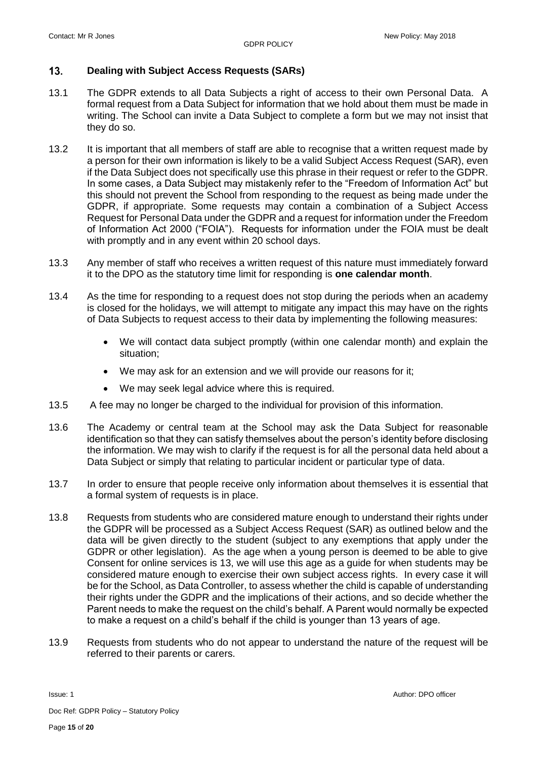## 13. Dealing with Subject Access Requests (SARs)

13.1 The GDPR extends to all Data Subjects a right of access to their own Personal Data. A formal request from a Data Subject for information that we hold about them must be made in writing. The School can invite a Data Subject to complete a form but we may not insist that they do so.

13.2 It is important that all members of staff are able to recognise that a written request made by a person for their own information is likely to be a valid Subject Access Request (SAR), even if the Data Subject does not specifically use this phrase in their request or refer to the GDPR. In some cases, a Data Subject may mistakenly refer to the "Freedom of Information Act" but this should not prevent the School from responding to the request as being made under the GDPR, if appropriate. Some requests may contain a combination of a Subject Access Request for Personal Data under the GDPR and a request for information under the Freedom of Information Act 2000 ("FOIA"). Requests for information under the FOIA must be dealt with promptly and in any event within 20 school days.

13.3 Any member of staff who receives a written request of this nature must immediately forward it to the DPO as the statutory time limit for responding is **one calendar month**.

13.4 As the time for responding to a request does not stop during the periods when an academy is closed for the holidays, we will attempt to mitigate any impact this may have on the rights of Data Subjects to request access to their data by implementing the following measures:

- We will contact data subject promptly (within one calendar month) and explain the situation;
- We may ask for an extension and we will provide our reasons for it;
- We may seek legal advice where this is required.

13.5 A fee may no longer be charged to the individual for provision of this information.

13.6 The Academy or central team at the School may ask the Data Subject for reasonable identification so that they can satisfy themselves about the person's identity before disclosing the information. We may wish to clarify if the request is for all the personal data held about a Data Subject or simply that relating to particular incident or particular type of data.

13.7 In order to ensure that people receive only information about themselves it is essential that a formal system of requests is in place.

13.8 Requests from students who are considered mature enough to understand their rights under the GDPR will be processed as a Subject Access Request (SAR) as outlined below and the data will be given directly to the student (subject to any exemptions that apply under the GDPR or other legislation). As the age when a young person is deemed to be able to give Consent for online services is 13, we will use this age as a guide for when students may be considered mature enough to exercise their own subject access rights. In every case it will be for the School, as Data Controller, to assess whether the child is capable of understanding their rights under the GDPR and the implications of their actions, and so decide whether the Parent needs to make the request on the child's behalf. A Parent would normally be expected to make a request on a child's behalf if the child is younger than 13 years of age.

13.9 Requests from students who do not appear to understand the nature of the request will be referred to their parents or carers.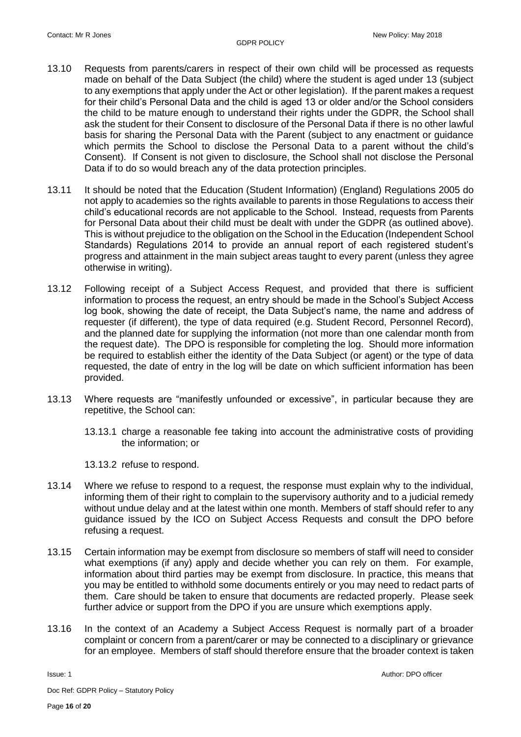13.10 Requests from parents/carers in respect of their own child will be processed as requests made on behalf of the Data Subject (the child) where the student is aged under 13 (subject to any exemptions that apply under the Act or other legislation). If the parent makes a request for their child's Personal Data and the child is aged 13 or older and/or the School considers the child to be mature enough to understand their rights under the GDPR, the School shall ask the student for their Consent to disclosure of the Personal Data if there is no other lawful basis for sharing the Personal Data with the Parent (subject to any enactment or guidance which permits the School to disclose the Personal Data to a parent without the child's Consent). If Consent is not given to disclosure, the School shall not disclose the Personal Data if to do so would breach any of the data protection principles.

13.11 It should be noted that the Education (Student Information) (England) Regulations 2005 do not apply to academies so the rights available to parents in those Regulations to access their child's educational records are not applicable to the School. Instead, requests from Parents for Personal Data about their child must be dealt with under the GDPR (as outlined above). This is without prejudice to the obligation on the School in the Education (Independent School Standards) Regulations 2014 to provide an annual report of each registered student's progress and attainment in the main subject areas taught to every parent (unless they agree otherwise in writing).

13.12 Following receipt of a Subject Access Request, and provided that there is sufficient information to process the request, an entry should be made in the School's Subject Access log book, showing the date of receipt, the Data Subject's name, the name and address of requester (if different), the type of data required (e.g. Student Record, Personnel Record), and the planned date for supplying the information (not more than one calendar month from the request date). The DPO is responsible for completing the log. Should more information be required to establish either the identity of the Data Subject (or agent) or the type of data requested, the date of entry in the log will be date on which sufficient information has been provided.

13.13 Where requests are "manifestly unfounded or excessive", in particular because they are repetitive, the School can:

13.13.1 charge a reasonable fee taking into account the administrative costs of providing the information; or

13.13.2 refuse to respond.

13.14 Where we refuse to respond to a request, the response must explain why to the individual, informing them of their right to complain to the supervisory authority and to a judicial remedy without undue delay and at the latest within one month. Members of staff should refer to any guidance issued by the ICO on Subject Access Requests and consult the DPO before refusing a request.

13.15 Certain information may be exempt from disclosure so members of staff will need to consider what exemptions (if any) apply and decide whether you can rely on them. For example, information about third parties may be exempt from disclosure. In practice, this means that you may be entitled to withhold some documents entirely or you may need to redact parts of them. Care should be taken to ensure that documents are redacted properly. Please seek further advice or support from the DPO if you are unsure which exemptions apply.

13.16 In the context of an Academy a Subject Access Request is normally part of a broader complaint or concern from a parent/carer or may be connected to a disciplinary or grievance for an employee. Members of staff should therefore ensure that the broader context is taken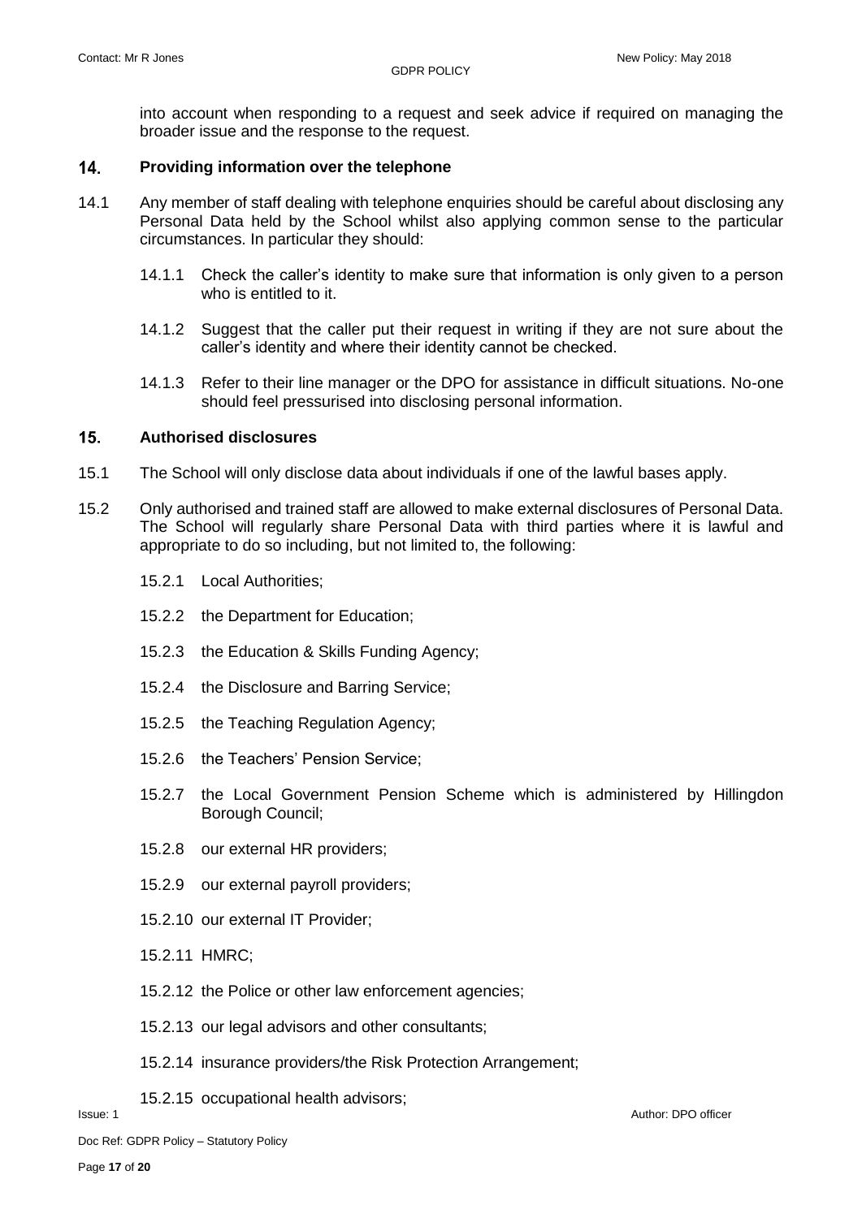into account when responding to a request and seek advice if required on managing the broader issue and the response to the request.

## 14. Providing information over the telephone

14.1 Any member of staff dealing with telephone enquiries should be careful about disclosing any Personal Data held by the School whilst also applying common sense to the particular circumstances. In particular they should:

- 14.1.1 Check the caller's identity to make sure that information is only given to a person who is entitled to it.
- 14.1.2 Suggest that the caller put their request in writing if they are not sure about the caller's identity and where their identity cannot be checked.
- 14.1.3 Refer to their line manager or the DPO for assistance in difficult situations. No-one should feel pressurised into disclosing personal information.

## 15. Authorised disclosures

15.1 The School will only disclose data about individuals if one of the lawful bases apply.

15.2 Only authorised and trained staff are allowed to make external disclosures of Personal Data. The School will regularly share Personal Data with third parties where it is lawful and appropriate to do so including, but not limited to, the following:

- 15.2.1 Local Authorities;
- 15.2.2 the Department for Education;
- 15.2.3 the Education & Skills Funding Agency;
- 15.2.4 the Disclosure and Barring Service;
- 15.2.5 the Teaching Regulation Agency;
- 15.2.6 the Teachers' Pension Service;
- 15.2.7 the Local Government Pension Scheme which is administered by Hillingdon Borough Council;
- 15.2.8 our external HR providers;
- 15.2.9 our external payroll providers;
- 15.2.10 our external IT Provider;
- 15.2.11 HMRC;
- 15.2.12 the Police or other law enforcement agencies;
- 15.2.13 our legal advisors and other consultants;
- 15.2.14 insurance providers/the Risk Protection Arrangement;
- 15.2.15 occupational health advisors;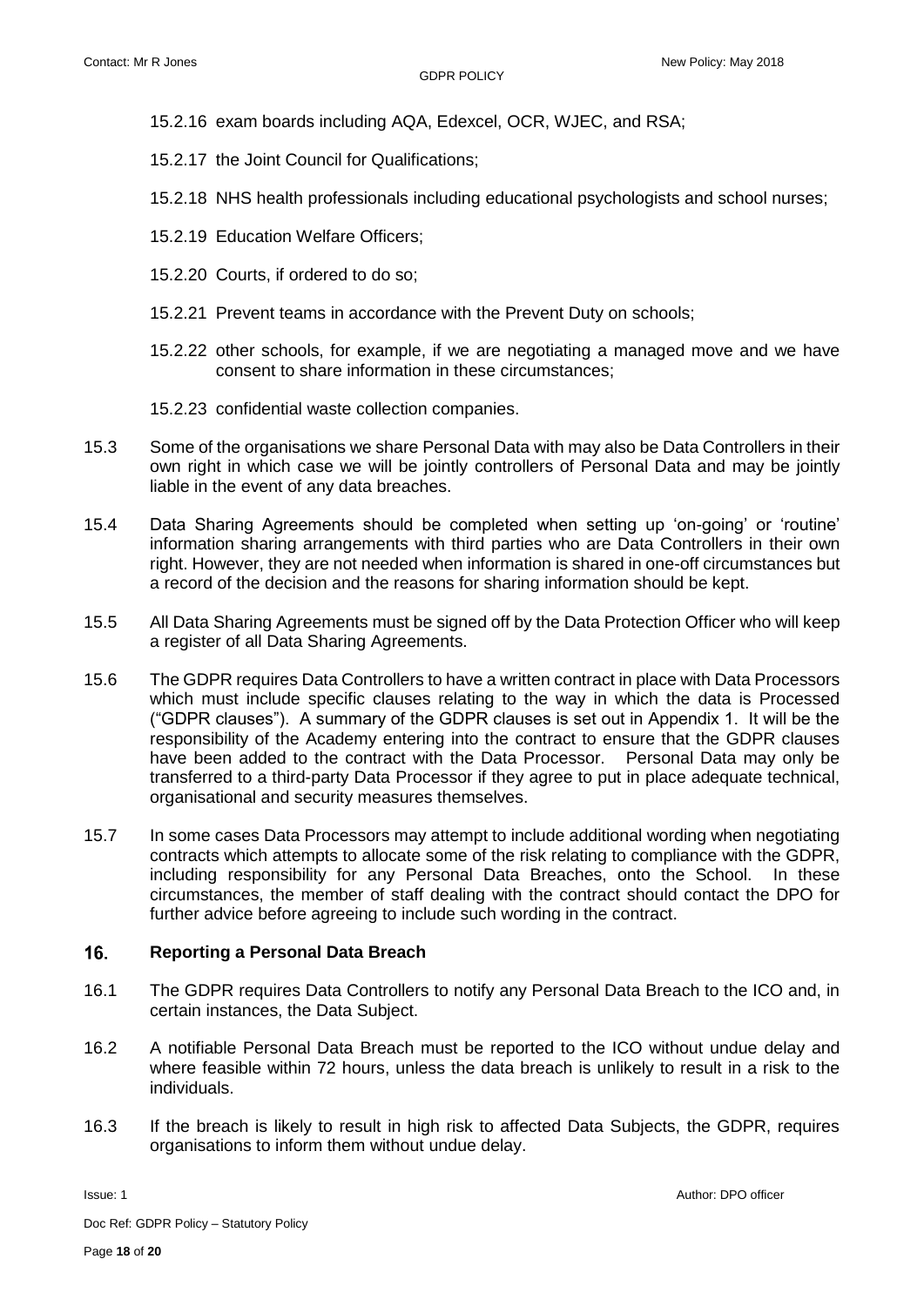15.2.16 exam boards including AQA, Edexcel, OCR, WJEC, and RSA;

15.2.17 the Joint Council for Qualifications;

15.2.18 NHS health professionals including educational psychologists and school nurses;

15.2.19 Education Welfare Officers;

15.2.20 Courts, if ordered to do so;

15.2.21 Prevent teams in accordance with the Prevent Duty on schools;

15.2.22 other schools, for example, if we are negotiating a managed move and we have consent to share information in these circumstances;

15.2.23 confidential waste collection companies.

15.3 Some of the organisations we share Personal Data with may also be Data Controllers in their own right in which case we will be jointly controllers of Personal Data and may be jointly liable in the event of any data breaches.

15.4 Data Sharing Agreements should be completed when setting up 'on-going' or 'routine' information sharing arrangements with third parties who are Data Controllers in their own right. However, they are not needed when information is shared in one-off circumstances but a record of the decision and the reasons for sharing information should be kept.

15.5 All Data Sharing Agreements must be signed off by the Data Protection Officer who will keep a register of all Data Sharing Agreements.

15.6 The GDPR requires Data Controllers to have a written contract in place with Data Processors which must include specific clauses relating to the way in which the data is Processed ("GDPR clauses"). A summary of the GDPR clauses is set out in Appendix 1. It will be the responsibility of the Academy entering into the contract to ensure that the GDPR clauses have been added to the contract with the Data Processor. Personal Data may only be transferred to a third-party Data Processor if they agree to put in place adequate technical, organisational and security measures themselves.

15.7 In some cases Data Processors may attempt to include additional wording when negotiating contracts which attempts to allocate some of the risk relating to compliance with the GDPR, including responsibility for any Personal Data Breaches, onto the School. In these circumstances, the member of staff dealing with the contract should contact the DPO for further advice before agreeing to include such wording in the contract.

## 16. Reporting a Personal Data Breach

16.1 The GDPR requires Data Controllers to notify any Personal Data Breach to the ICO and, in certain instances, the Data Subject.

16.2 A notifiable Personal Data Breach must be reported to the ICO without undue delay and where feasible within 72 hours, unless the data breach is unlikely to result in a risk to the individuals.

16.3 If the breach is likely to result in high risk to affected Data Subjects, the GDPR, requires organisations to inform them without undue delay.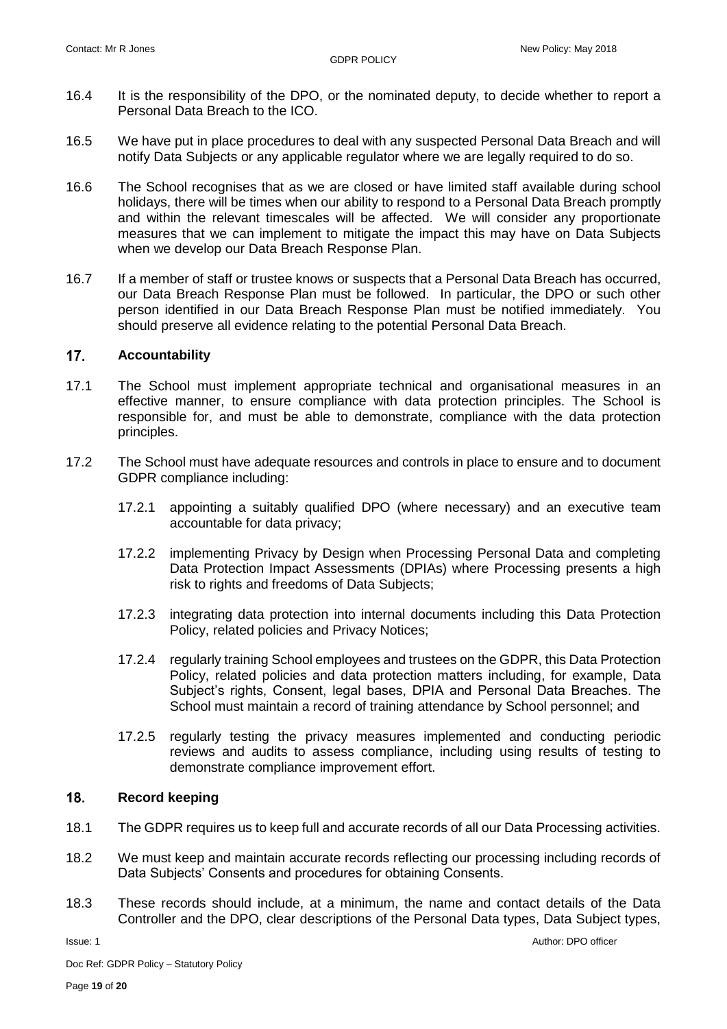16.4 It is the responsibility of the DPO, or the nominated deputy, to decide whether to report a Personal Data Breach to the ICO.

16.5 We have put in place procedures to deal with any suspected Personal Data Breach and will notify Data Subjects or any applicable regulator where we are legally required to do so.

16.6 The School recognises that as we are closed or have limited staff available during school holidays, there will be times when our ability to respond to a Personal Data Breach promptly and within the relevant timescales will be affected. We will consider any proportionate measures that we can implement to mitigate the impact this may have on Data Subjects when we develop our Data Breach Response Plan.

16.7 If a member of staff or trustee knows or suspects that a Personal Data Breach has occurred, our Data Breach Response Plan must be followed. In particular, the DPO or such other person identified in our Data Breach Response Plan must be notified immediately. You should preserve all evidence relating to the potential Personal Data Breach.

## 17. Accountability

17.1 The School must implement appropriate technical and organisational measures in an effective manner, to ensure compliance with data protection principles. The School is responsible for, and must be able to demonstrate, compliance with the data protection principles.

17.2 The School must have adequate resources and controls in place to ensure and to document GDPR compliance including:

- 17.2.1 appointing a suitably qualified DPO (where necessary) and an executive team accountable for data privacy;
- 17.2.2 implementing Privacy by Design when Processing Personal Data and completing Data Protection Impact Assessments (DPIAs) where Processing presents a high risk to rights and freedoms of Data Subjects;
- 17.2.3 integrating data protection into internal documents including this Data Protection Policy, related policies and Privacy Notices;
- 17.2.4 regularly training School employees and trustees on the GDPR, this Data Protection Policy, related policies and data protection matters including, for example, Data Subject's rights, Consent, legal bases, DPIA and Personal Data Breaches. The School must maintain a record of training attendance by School personnel; and
- 17.2.5 regularly testing the privacy measures implemented and conducting periodic reviews and audits to assess compliance, including using results of testing to demonstrate compliance improvement effort.

## 18. Record keeping

18.1 The GDPR requires us to keep full and accurate records of all our Data Processing activities.

18.2 We must keep and maintain accurate records reflecting our processing including records of Data Subjects' Consents and procedures for obtaining Consents.

18.3 These records should include, at a minimum, the name and contact details of the Data Controller and the DPO, clear descriptions of the Personal Data types, Data Subject types,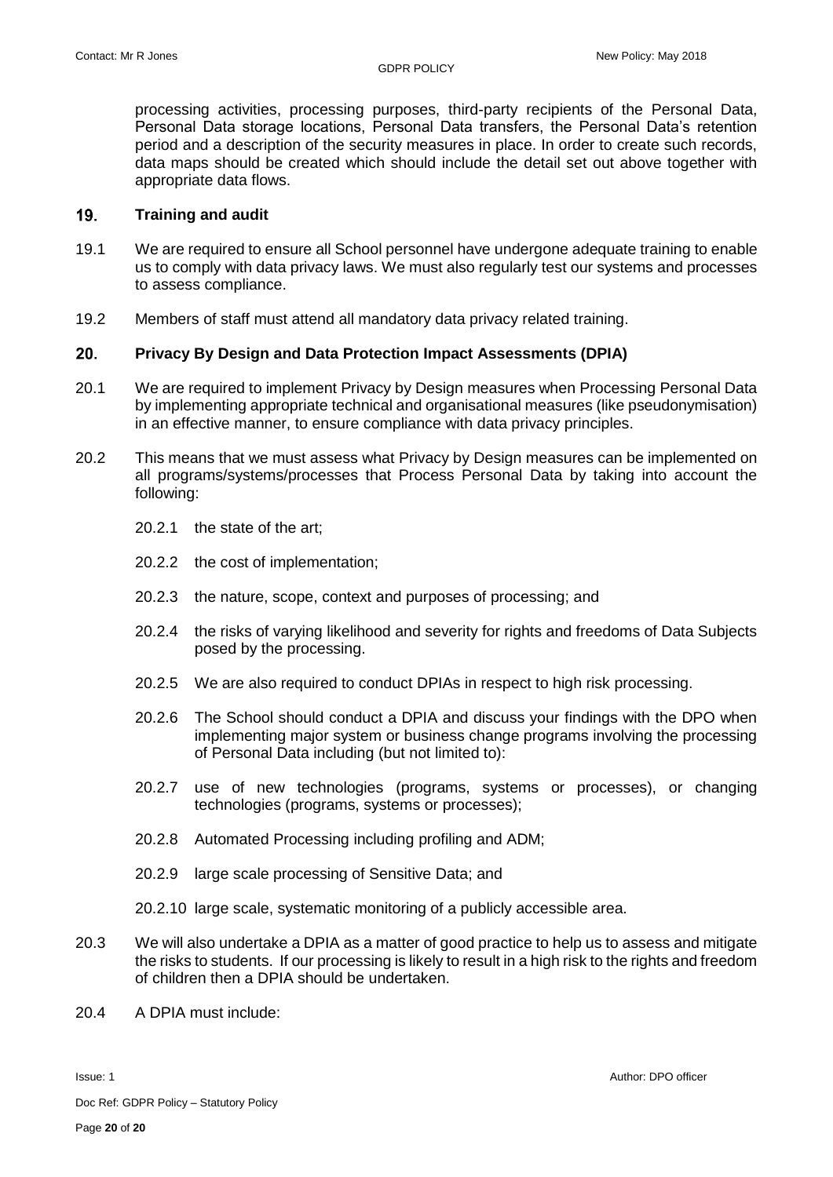processing activities, processing purposes, third-party recipients of the Personal Data, Personal Data storage locations, Personal Data transfers, the Personal Data's retention period and a description of the security measures in place. In order to create such records, data maps should be created which should include the detail set out above together with appropriate data flows.

## 19. Training and audit

19.1 We are required to ensure all School personnel have undergone adequate training to enable us to comply with data privacy laws. We must also regularly test our systems and processes to assess compliance.

19.2 Members of staff must attend all mandatory data privacy related training.

## 20. Privacy By Design and Data Protection Impact Assessments (DPIA)

20.1 We are required to implement Privacy by Design measures when Processing Personal Data by implementing appropriate technical and organisational measures (like pseudonymisation) in an effective manner, to ensure compliance with data privacy principles.

20.2 This means that we must assess what Privacy by Design measures can be implemented on all programs/systems/processes that Process Personal Data by taking into account the following:

20.2.1 the state of the art;

20.2.2 the cost of implementation;

20.2.3 the nature, scope, context and purposes of processing; and

20.2.4 the risks of varying likelihood and severity for rights and freedoms of Data Subjects posed by the processing.

20.2.5 We are also required to conduct DPIAs in respect to high risk processing.

20.2.6 The School should conduct a DPIA and discuss your findings with the DPO when implementing major system or business change programs involving the processing of Personal Data including (but not limited to):

20.2.7 use of new technologies (programs, systems or processes), or changing technologies (programs, systems or processes);

20.2.8 Automated Processing including profiling and ADM;

20.2.9 large scale processing of Sensitive Data; and

20.2.10 large scale, systematic monitoring of a publicly accessible area.

20.3 We will also undertake a DPIA as a matter of good practice to help us to assess and mitigate the risks to students. If our processing is likely to result in a high risk to the rights and freedom of children then a DPIA should be undertaken.

20.4 A DPIA must include: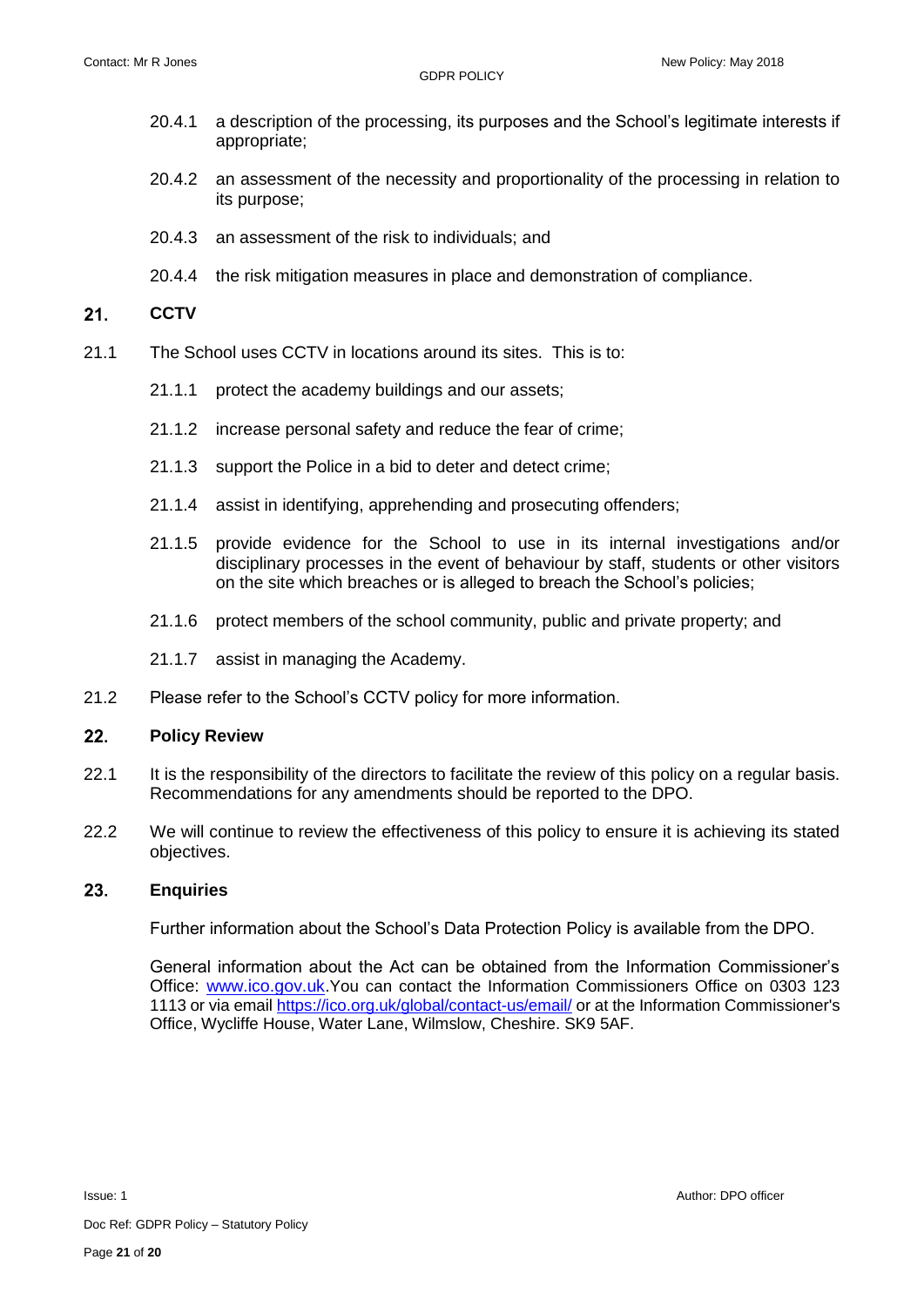20.4.1 a description of the processing, its purposes and the School's legitimate interests if appropriate;

20.4.2 an assessment of the necessity and proportionality of the processing in relation to its purpose;

20.4.3 an assessment of the risk to individuals; and

20.4.4 the risk mitigation measures in place and demonstration of compliance.

## 21. CCTV

21.1 The School uses CCTV in locations around its sites. This is to:

21.1.1 protect the academy buildings and our assets;

21.1.2 increase personal safety and reduce the fear of crime;

21.1.3 support the Police in a bid to deter and detect crime;

21.1.4 assist in identifying, apprehending and prosecuting offenders;

21.1.5 provide evidence for the School to use in its internal investigations and/or disciplinary processes in the event of behaviour by staff, students or other visitors on the site which breaches or is alleged to breach the School's policies;

21.1.6 protect members of the school community, public and private property; and

21.1.7 assist in managing the Academy.

21.2 Please refer to the School's CCTV policy for more information.

## 22. Policy Review

22.1 It is the responsibility of the directors to facilitate the review of this policy on a regular basis. Recommendations for any amendments should be reported to the DPO.

22.2 We will continue to review the effectiveness of this policy to ensure it is achieving its stated objectives.

## 23. Enquiries

Further information about the School's Data Protection Policy is available from the DPO.

General information about the Act can be obtained from the Information Commissioner's Office: [www.ico.gov.uk](www.ico.gov.uk).You can contact the Information Commissioners Office on 0303 123 1113 or via email [https://ico.org.uk/global/contact-us/email/](https://ico.org.uk/global/contact-us/email/) or at the Information Commissioner's Office, Wycliffe House, Water Lane, Wilmslow, Cheshire. SK9 5AF.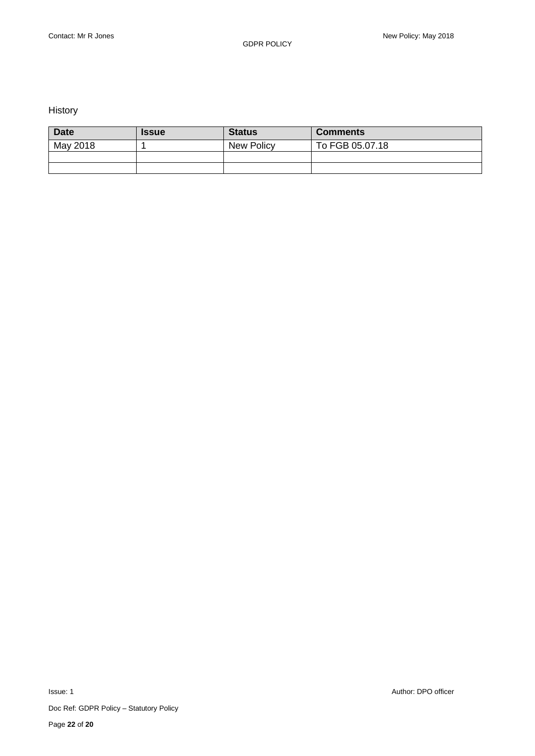History

| Date | Issue | Status | Comments |
| --- | --- | --- | --- |
| May 2018 | 1 | New Policy | To FGB 05.07.18 |
| | | | |
| | | | |